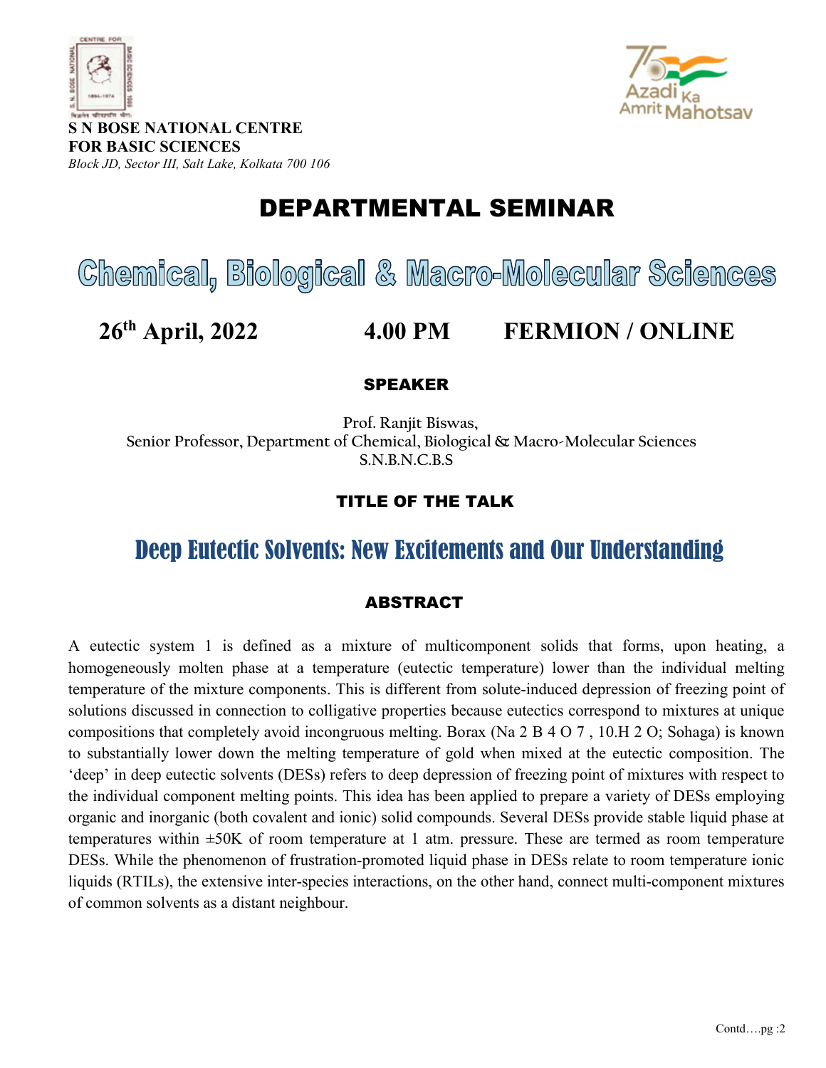**S N BOSE NATIONAL CENTRE**
**FOR BASIC SCIENCES**
*Block JD, Sector III, Salt Lake, Kolkata 700 106*

# DEPARTMENTAL SEMINAR

# Chemical, Biological & Macro-Molecular Sciences

**26th April, 2022** **4.00 PM** **FERMION / ONLINE**

## SPEAKER

Prof. Ranjit Biswas,
Senior Professor, Department of Chemical, Biological & Macro-Molecular Sciences
S.N.B.N.C.B.S

## TITLE OF THE TALK

# Deep Eutectic Solvents: New Excitements and Our Understanding

## ABSTRACT

A eutectic system 1 is defined as a mixture of multicomponent solids that forms, upon heating, a homogeneously molten phase at a temperature (eutectic temperature) lower than the individual melting temperature of the mixture components. This is different from solute-induced depression of freezing point of solutions discussed in connection to colligative properties because eutectics correspond to mixtures at unique compositions that completely avoid incongruous melting. Borax ($Na_2B_4O_7 \cdot 10H_2O$; Sohaga) is known to substantially lower down the melting temperature of gold when mixed at the eutectic composition. The 'deep' in deep eutectic solvents (DESs) refers to deep depression of freezing point of mixtures with respect to the individual component melting points. This idea has been applied to prepare a variety of DESs employing organic and inorganic (both covalent and ionic) solid compounds. Several DESs provide stable liquid phase at temperatures within ±50K of room temperature at 1 atm. pressure. These are termed as room temperature DESs. While the phenomenon of frustration-promoted liquid phase in DESs relate to room temperature ionic liquids (RTILs), the extensive inter-species interactions, on the other hand, connect multi-component mixtures of common solvents as a distant neighbour.

Contd….pg :2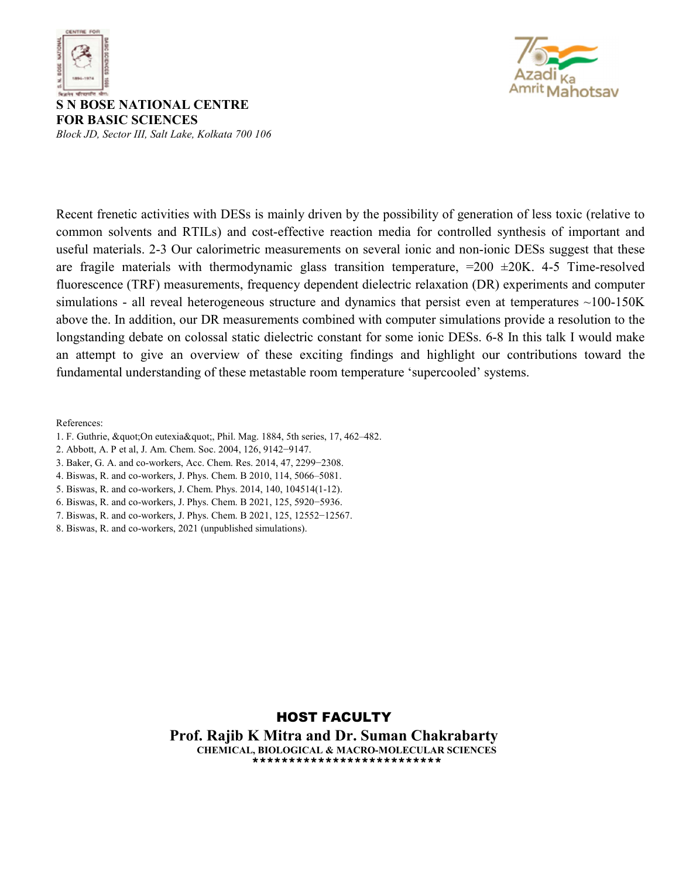**S N BOSE NATIONAL CENTRE FOR BASIC SCIENCES**
*Block JD, Sector III, Salt Lake, Kolkata 700 106*

Recent frenetic activities with DESs is mainly driven by the possibility of generation of less toxic (relative to common solvents and RTILs) and cost-effective reaction media for controlled synthesis of important and useful materials. 2-3 Our calorimetric measurements on several ionic and non-ionic DESs suggest that these are fragile materials with thermodynamic glass transition temperature, =200 ±20K. 4-5 Time-resolved fluorescence (TRF) measurements, frequency dependent dielectric relaxation (DR) experiments and computer simulations - all reveal heterogeneous structure and dynamics that persist even at temperatures ~100-150K above the. In addition, our DR measurements combined with computer simulations provide a resolution to the longstanding debate on colossal static dielectric constant for some ionic DESs. 6-8 In this talk I would make an attempt to give an overview of these exciting findings and highlight our contributions toward the fundamental understanding of these metastable room temperature 'supercooled' systems.

References:

1. F. Guthrie, &quot;On eutexia&quot;, Phil. Mag. 1884, 5th series, 17, 462–482.
2. Abbott, A. P et al, J. Am. Chem. Soc. 2004, 126, 9142−9147.
3. Baker, G. A. and co-workers, Acc. Chem. Res. 2014, 47, 2299−2308.
4. Biswas, R. and co-workers, J. Phys. Chem. B 2010, 114, 5066–5081.
5. Biswas, R. and co-workers, J. Chem. Phys. 2014, 140, 104514(1-12).
6. Biswas, R. and co-workers, J. Phys. Chem. B 2021, 125, 5920−5936.
7. Biswas, R. and co-workers, J. Phys. Chem. B 2021, 125, 12552−12567.
8. Biswas, R. and co-workers, 2021 (unpublished simulations).

**HOST FACULTY**

**Prof. Rajib K Mitra and Dr. Suman Chakrabarty**

**CHEMICAL, BIOLOGICAL & MACRO-MOLECULAR SCIENCES**

**************************